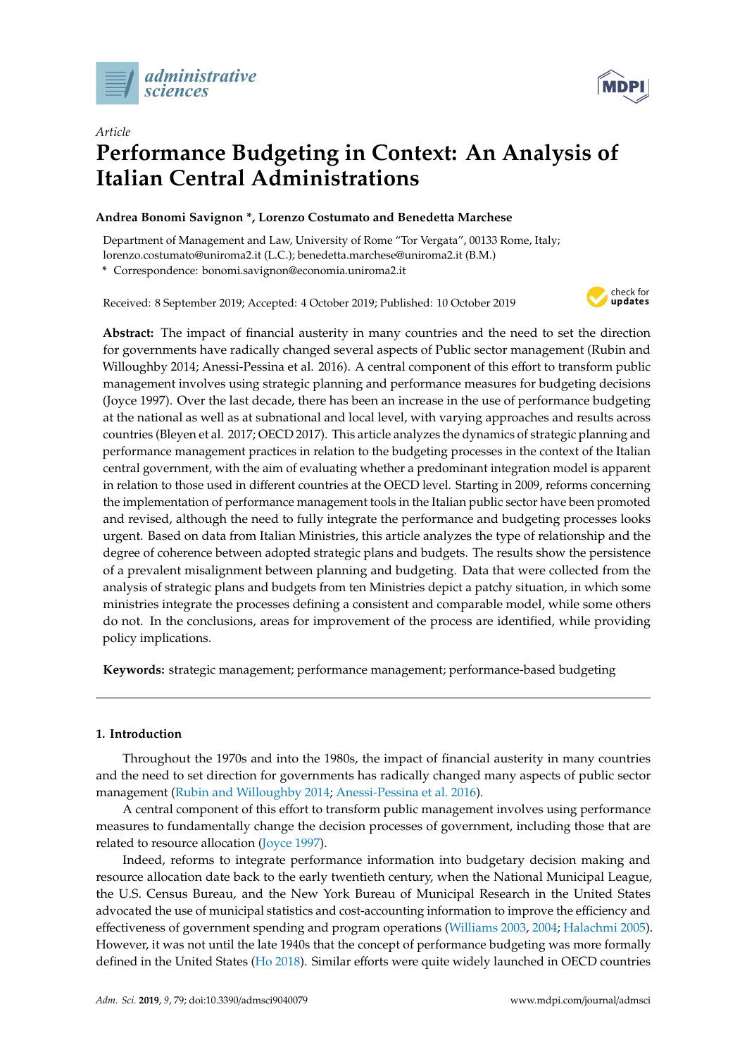*Article*

# Performance Budgeting in Context: An Analysis of Italian Central Administrations

**Andrea Bonomi Savignon \*, Lorenzo Costumato and Benedetta Marchese**

Department of Management and Law, University of Rome "Tor Vergata", 00133 Rome, Italy; lorenzo.costumato@uniroma2.it (L.C.); benedetta.marchese@uniroma2.it (B.M.)

\* Correspondence: bonomi.savignon@economia.uniroma2.it

Received: 8 September 2019; Accepted: 4 October 2019; Published: 10 October 2019

**Abstract:** The impact of financial austerity in many countries and the need to set the direction for governments have radically changed several aspects of Public sector management (Rubin and Willoughby 2014; Anessi-Pessina et al. 2016). A central component of this effort to transform public management involves using strategic planning and performance measures for budgeting decisions (Joyce 1997). Over the last decade, there has been an increase in the use of performance budgeting at the national as well as at subnational and local level, with varying approaches and results across countries (Bleyen et al. 2017; OECD 2017). This article analyzes the dynamics of strategic planning and performance management practices in relation to the budgeting processes in the context of the Italian central government, with the aim of evaluating whether a predominant integration model is apparent in relation to those used in different countries at the OECD level. Starting in 2009, reforms concerning the implementation of performance management tools in the Italian public sector have been promoted and revised, although the need to fully integrate the performance and budgeting processes looks urgent. Based on data from Italian Ministries, this article analyzes the type of relationship and the degree of coherence between adopted strategic plans and budgets. The results show the persistence of a prevalent misalignment between planning and budgeting. Data that were collected from the analysis of strategic plans and budgets from ten Ministries depict a patchy situation, in which some ministries integrate the processes defining a consistent and comparable model, while some others do not. In the conclusions, areas for improvement of the process are identified, while providing policy implications.

**Keywords:** strategic management; performance management; performance-based budgeting

---

## 1. Introduction

Throughout the 1970s and into the 1980s, the impact of financial austerity in many countries and the need to set direction for governments has radically changed many aspects of public sector management (Rubin and Willoughby 2014; Anessi-Pessina et al. 2016).

A central component of this effort to transform public management involves using performance measures to fundamentally change the decision processes of government, including those that are related to resource allocation (Joyce 1997).

Indeed, reforms to integrate performance information into budgetary decision making and resource allocation date back to the early twentieth century, when the National Municipal League, the U.S. Census Bureau, and the New York Bureau of Municipal Research in the United States advocated the use of municipal statistics and cost-accounting information to improve the efficiency and effectiveness of government spending and program operations (Williams 2003, 2004; Halachmi 2005). However, it was not until the late 1940s that the concept of performance budgeting was more formally defined in the United States (Ho 2018). Similar efforts were quite widely launched in OECD countries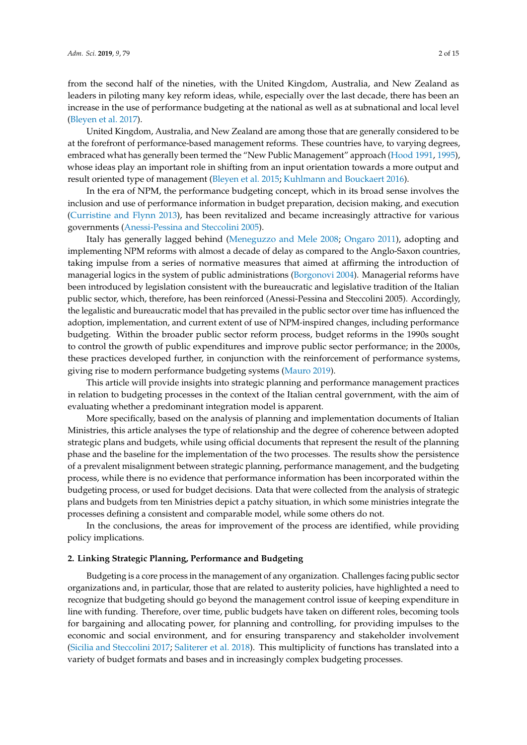from the second half of the nineties, with the United Kingdom, Australia, and New Zealand as leaders in piloting many key reform ideas, while, especially over the last decade, there has been an increase in the use of performance budgeting at the national as well as at subnational and local level (Bleyen et al. 2017).

United Kingdom, Australia, and New Zealand are among those that are generally considered to be at the forefront of performance-based management reforms. These countries have, to varying degrees, embraced what has generally been termed the "New Public Management" approach (Hood 1991, 1995), whose ideas play an important role in shifting from an input orientation towards a more output and result oriented type of management (Bleyen et al. 2015; Kuhlmann and Bouckaert 2016).

In the era of NPM, the performance budgeting concept, which in its broad sense involves the inclusion and use of performance information in budget preparation, decision making, and execution (Curristine and Flynn 2013), has been revitalized and became increasingly attractive for various governments (Anessi-Pessina and Steccolini 2005).

Italy has generally lagged behind (Meneguzzo and Mele 2008; Ongaro 2011), adopting and implementing NPM reforms with almost a decade of delay as compared to the Anglo-Saxon countries, taking impulse from a series of normative measures that aimed at affirming the introduction of managerial logics in the system of public administrations (Borgonovi 2004). Managerial reforms have been introduced by legislation consistent with the bureaucratic and legislative tradition of the Italian public sector, which, therefore, has been reinforced (Anessi-Pessina and Steccolini 2005). Accordingly, the legalistic and bureaucratic model that has prevailed in the public sector over time has influenced the adoption, implementation, and current extent of use of NPM-inspired changes, including performance budgeting. Within the broader public sector reform process, budget reforms in the 1990s sought to control the growth of public expenditures and improve public sector performance; in the 2000s, these practices developed further, in conjunction with the reinforcement of performance systems, giving rise to modern performance budgeting systems (Mauro 2019).

This article will provide insights into strategic planning and performance management practices in relation to budgeting processes in the context of the Italian central government, with the aim of evaluating whether a predominant integration model is apparent.

More specifically, based on the analysis of planning and implementation documents of Italian Ministries, this article analyses the type of relationship and the degree of coherence between adopted strategic plans and budgets, while using official documents that represent the result of the planning phase and the baseline for the implementation of the two processes. The results show the persistence of a prevalent misalignment between strategic planning, performance management, and the budgeting process, while there is no evidence that performance information has been incorporated within the budgeting process, or used for budget decisions. Data that were collected from the analysis of strategic plans and budgets from ten Ministries depict a patchy situation, in which some ministries integrate the processes defining a consistent and comparable model, while some others do not.

In the conclusions, the areas for improvement of the process are identified, while providing policy implications.

## 2. Linking Strategic Planning, Performance and Budgeting

Budgeting is a core process in the management of any organization. Challenges facing public sector organizations and, in particular, those that are related to austerity policies, have highlighted a need to recognize that budgeting should go beyond the management control issue of keeping expenditure in line with funding. Therefore, over time, public budgets have taken on different roles, becoming tools for bargaining and allocating power, for planning and controlling, for providing impulses to the economic and social environment, and for ensuring transparency and stakeholder involvement (Sicilia and Steccolini 2017; Saliterer et al. 2018). This multiplicity of functions has translated into a variety of budget formats and bases and in increasingly complex budgeting processes.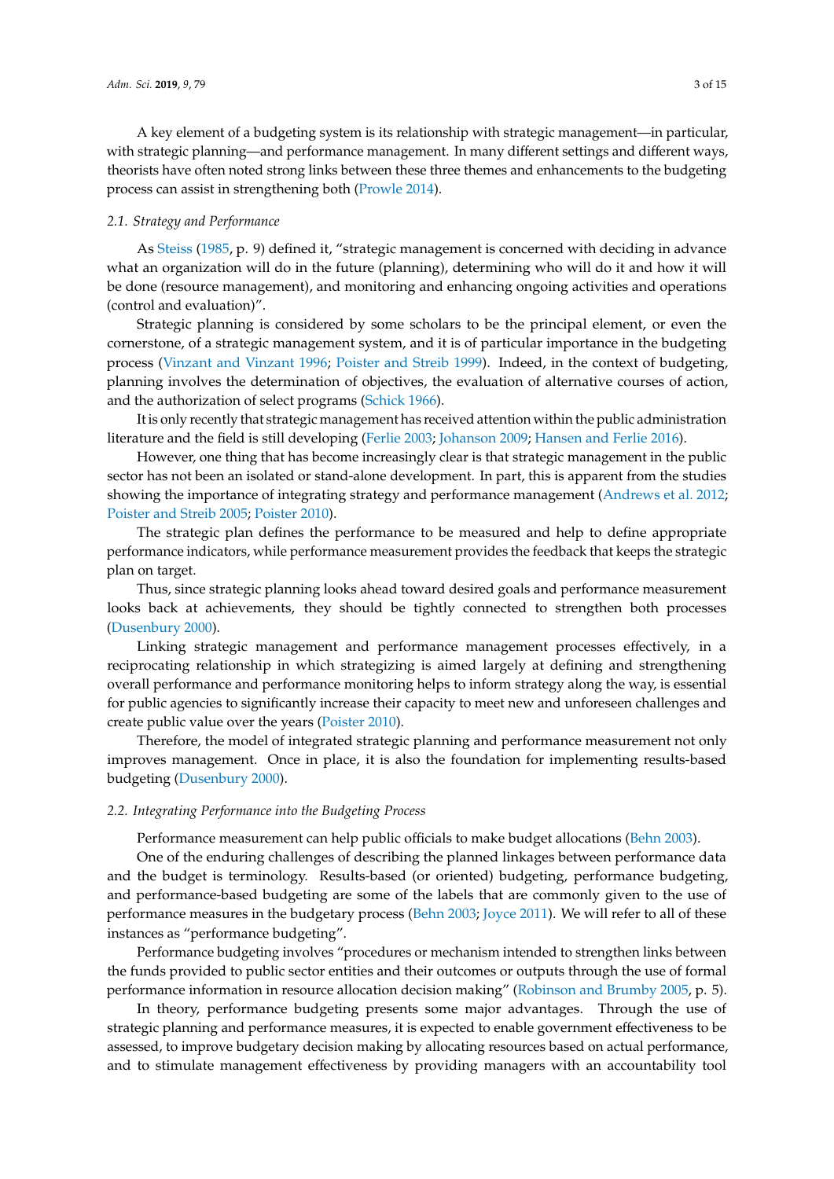A key element of a budgeting system is its relationship with strategic management—in particular, with strategic planning—and performance management. In many different settings and different ways, theorists have often noted strong links between these three themes and enhancements to the budgeting process can assist in strengthening both (Prowle 2014).

### 2.1. Strategy and Performance

As Steiss (1985, p. 9) defined it, "strategic management is concerned with deciding in advance what an organization will do in the future (planning), determining who will do it and how it will be done (resource management), and monitoring and enhancing ongoing activities and operations (control and evaluation)".

Strategic planning is considered by some scholars to be the principal element, or even the cornerstone, of a strategic management system, and it is of particular importance in the budgeting process (Vinzant and Vinzant 1996; Poister and Streib 1999). Indeed, in the context of budgeting, planning involves the determination of objectives, the evaluation of alternative courses of action, and the authorization of select programs (Schick 1966).

It is only recently that strategic management has received attention within the public administration literature and the field is still developing (Ferlie 2003; Johanson 2009; Hansen and Ferlie 2016).

However, one thing that has become increasingly clear is that strategic management in the public sector has not been an isolated or stand-alone development. In part, this is apparent from the studies showing the importance of integrating strategy and performance management (Andrews et al. 2012; Poister and Streib 2005; Poister 2010).

The strategic plan defines the performance to be measured and help to define appropriate performance indicators, while performance measurement provides the feedback that keeps the strategic plan on target.

Thus, since strategic planning looks ahead toward desired goals and performance measurement looks back at achievements, they should be tightly connected to strengthen both processes (Dusenbury 2000).

Linking strategic management and performance management processes effectively, in a reciprocating relationship in which strategizing is aimed largely at defining and strengthening overall performance and performance monitoring helps to inform strategy along the way, is essential for public agencies to significantly increase their capacity to meet new and unforeseen challenges and create public value over the years (Poister 2010).

Therefore, the model of integrated strategic planning and performance measurement not only improves management. Once in place, it is also the foundation for implementing results-based budgeting (Dusenbury 2000).

### 2.2. Integrating Performance into the Budgeting Process

Performance measurement can help public officials to make budget allocations (Behn 2003).

One of the enduring challenges of describing the planned linkages between performance data and the budget is terminology. Results-based (or oriented) budgeting, performance budgeting, and performance-based budgeting are some of the labels that are commonly given to the use of performance measures in the budgetary process (Behn 2003; Joyce 2011). We will refer to all of these instances as "performance budgeting".

Performance budgeting involves "procedures or mechanism intended to strengthen links between the funds provided to public sector entities and their outcomes or outputs through the use of formal performance information in resource allocation decision making" (Robinson and Brumby 2005, p. 5).

In theory, performance budgeting presents some major advantages. Through the use of strategic planning and performance measures, it is expected to enable government effectiveness to be assessed, to improve budgetary decision making by allocating resources based on actual performance, and to stimulate management effectiveness by providing managers with an accountability tool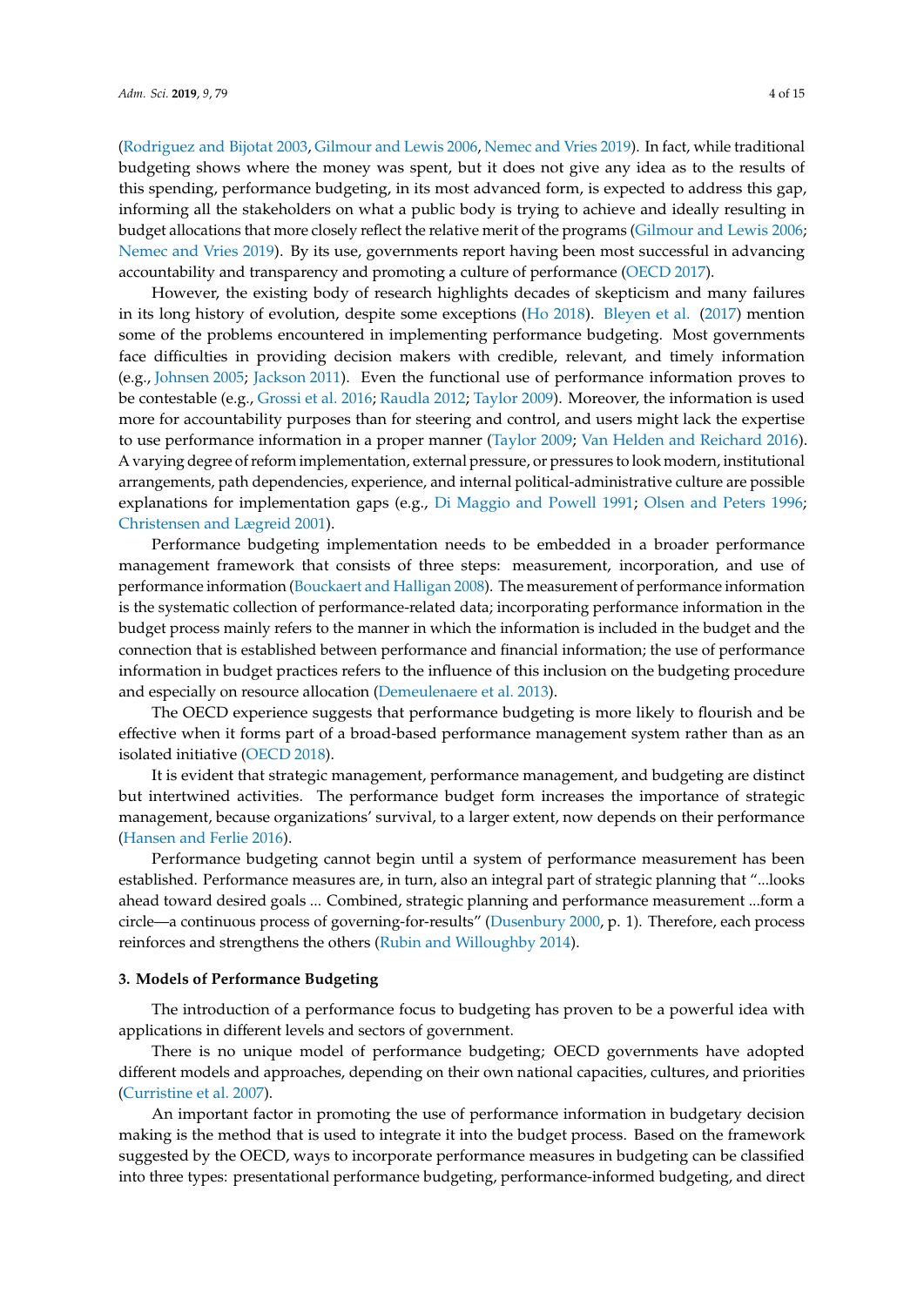(Rodriguez and Bijotat 2003, Gilmour and Lewis 2006, Nemec and Vries 2019). In fact, while traditional budgeting shows where the money was spent, but it does not give any idea as to the results of this spending, performance budgeting, in its most advanced form, is expected to address this gap, informing all the stakeholders on what a public body is trying to achieve and ideally resulting in budget allocations that more closely reflect the relative merit of the programs (Gilmour and Lewis 2006; Nemec and Vries 2019). By its use, governments report having been most successful in advancing accountability and transparency and promoting a culture of performance (OECD 2017).

However, the existing body of research highlights decades of skepticism and many failures in its long history of evolution, despite some exceptions (Ho 2018). Bleyen et al. (2017) mention some of the problems encountered in implementing performance budgeting. Most governments face difficulties in providing decision makers with credible, relevant, and timely information (e.g., Johnsen 2005; Jackson 2011). Even the functional use of performance information proves to be contestable (e.g., Grossi et al. 2016; Raudla 2012; Taylor 2009). Moreover, the information is used more for accountability purposes than for steering and control, and users might lack the expertise to use performance information in a proper manner (Taylor 2009; Van Helden and Reichard 2016). A varying degree of reform implementation, external pressure, or pressures to look modern, institutional arrangements, path dependencies, experience, and internal political-administrative culture are possible explanations for implementation gaps (e.g., Di Maggio and Powell 1991; Olsen and Peters 1996; Christensen and Lægreid 2001).

Performance budgeting implementation needs to be embedded in a broader performance management framework that consists of three steps: measurement, incorporation, and use of performance information (Bouckaert and Halligan 2008). The measurement of performance information is the systematic collection of performance-related data; incorporating performance information in the budget process mainly refers to the manner in which the information is included in the budget and the connection that is established between performance and financial information; the use of performance information in budget practices refers to the influence of this inclusion on the budgeting procedure and especially on resource allocation (Demeulenaere et al. 2013).

The OECD experience suggests that performance budgeting is more likely to flourish and be effective when it forms part of a broad-based performance management system rather than as an isolated initiative (OECD 2018).

It is evident that strategic management, performance management, and budgeting are distinct but intertwined activities. The performance budget form increases the importance of strategic management, because organizations' survival, to a larger extent, now depends on their performance (Hansen and Ferlie 2016).

Performance budgeting cannot begin until a system of performance measurement has been established. Performance measures are, in turn, also an integral part of strategic planning that "...looks ahead toward desired goals ... Combined, strategic planning and performance measurement ...form a circle—a continuous process of governing-for-results" (Dusenbury 2000, p. 1). Therefore, each process reinforces and strengthens the others (Rubin and Willoughby 2014).

## 3. Models of Performance Budgeting

The introduction of a performance focus to budgeting has proven to be a powerful idea with applications in different levels and sectors of government.

There is no unique model of performance budgeting; OECD governments have adopted different models and approaches, depending on their own national capacities, cultures, and priorities (Curristine et al. 2007).

An important factor in promoting the use of performance information in budgetary decision making is the method that is used to integrate it into the budget process. Based on the framework suggested by the OECD, ways to incorporate performance measures in budgeting can be classified into three types: presentational performance budgeting, performance-informed budgeting, and direct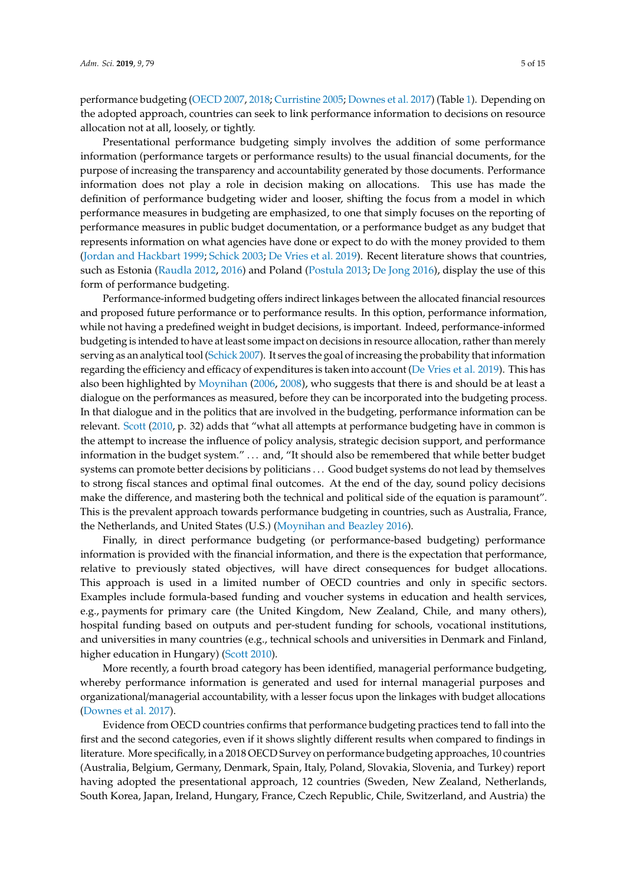performance budgeting (OECD 2007, 2018; Curristine 2005; Downes et al. 2017) (Table 1). Depending on the adopted approach, countries can seek to link performance information to decisions on resource allocation not at all, loosely, or tightly.

Presentational performance budgeting simply involves the addition of some performance information (performance targets or performance results) to the usual financial documents, for the purpose of increasing the transparency and accountability generated by those documents. Performance information does not play a role in decision making on allocations. This use has made the definition of performance budgeting wider and looser, shifting the focus from a model in which performance measures in budgeting are emphasized, to one that simply focuses on the reporting of performance measures in public budget documentation, or a performance budget as any budget that represents information on what agencies have done or expect to do with the money provided to them (Jordan and Hackbart 1999; Schick 2003; De Vries et al. 2019). Recent literature shows that countries, such as Estonia (Raudla 2012, 2016) and Poland (Postula 2013; De Jong 2016), display the use of this form of performance budgeting.

Performance-informed budgeting offers indirect linkages between the allocated financial resources and proposed future performance or to performance results. In this option, performance information, while not having a predefined weight in budget decisions, is important. Indeed, performance-informed budgeting is intended to have at least some impact on decisions in resource allocation, rather than merely serving as an analytical tool (Schick 2007). It serves the goal of increasing the probability that information regarding the efficiency and efficacy of expenditures is taken into account (De Vries et al. 2019). This has also been highlighted by Moynihan (2006, 2008), who suggests that there is and should be at least a dialogue on the performances as measured, before they can be incorporated into the budgeting process. In that dialogue and in the politics that are involved in the budgeting, performance information can be relevant. Scott (2010, p. 32) adds that "what all attempts at performance budgeting have in common is the attempt to increase the influence of policy analysis, strategic decision support, and performance information in the budget system." ... and, "It should also be remembered that while better budget systems can promote better decisions by politicians ... Good budget systems do not lead by themselves to strong fiscal stances and optimal final outcomes. At the end of the day, sound policy decisions make the difference, and mastering both the technical and political side of the equation is paramount". This is the prevalent approach towards performance budgeting in countries, such as Australia, France, the Netherlands, and United States (U.S.) (Moynihan and Beazley 2016).

Finally, in direct performance budgeting (or performance-based budgeting) performance information is provided with the financial information, and there is the expectation that performance, relative to previously stated objectives, will have direct consequences for budget allocations. This approach is used in a limited number of OECD countries and only in specific sectors. Examples include formula-based funding and voucher systems in education and health services, e.g., payments for primary care (the United Kingdom, New Zealand, Chile, and many others), hospital funding based on outputs and per-student funding for schools, vocational institutions, and universities in many countries (e.g., technical schools and universities in Denmark and Finland, higher education in Hungary) (Scott 2010).

More recently, a fourth broad category has been identified, managerial performance budgeting, whereby performance information is generated and used for internal managerial purposes and organizational/managerial accountability, with a lesser focus upon the linkages with budget allocations (Downes et al. 2017).

Evidence from OECD countries confirms that performance budgeting practices tend to fall into the first and the second categories, even if it shows slightly different results when compared to findings in literature. More specifically, in a 2018 OECD Survey on performance budgeting approaches, 10 countries (Australia, Belgium, Germany, Denmark, Spain, Italy, Poland, Slovakia, Slovenia, and Turkey) report having adopted the presentational approach, 12 countries (Sweden, New Zealand, Netherlands, South Korea, Japan, Ireland, Hungary, France, Czech Republic, Chile, Switzerland, and Austria) the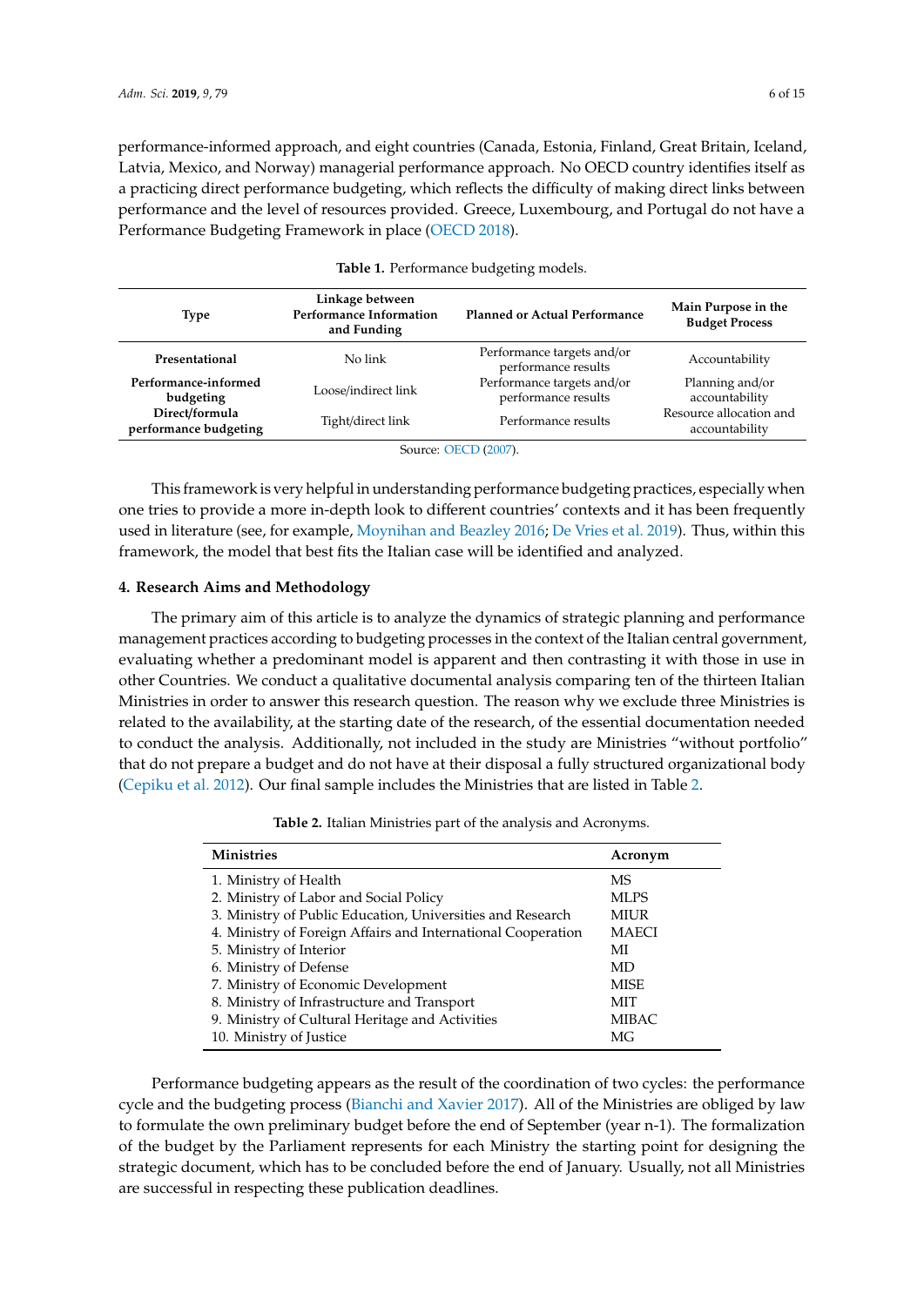performance-informed approach, and eight countries (Canada, Estonia, Finland, Great Britain, Iceland, Latvia, Mexico, and Norway) managerial performance approach. No OECD country identifies itself as a practicing direct performance budgeting, which reflects the difficulty of making direct links between performance and the level of resources provided. Greece, Luxembourg, and Portugal do not have a Performance Budgeting Framework in place (OECD 2018).

**Table 1.** Performance budgeting models.

| Type | Linkage between Performance Information and Funding | Planned or Actual Performance | Main Purpose in the Budget Process |
|---|---|---|---|
| **Presentational** | No link | Performance targets and/or performance results | Accountability |
| **Performance-informed budgeting** | Loose/indirect link | Performance targets and/or performance results | Planning and/or accountability |
| **Direct/formula performance budgeting** | Tight/direct link | Performance results | Resource allocation and accountability |

Source: OECD (2007).

This framework is very helpful in understanding performance budgeting practices, especially when one tries to provide a more in-depth look to different countries' contexts and it has been frequently used in literature (see, for example, Moynihan and Beazley 2016; De Vries et al. 2019). Thus, within this framework, the model that best fits the Italian case will be identified and analyzed.

## 4. Research Aims and Methodology

The primary aim of this article is to analyze the dynamics of strategic planning and performance management practices according to budgeting processes in the context of the Italian central government, evaluating whether a predominant model is apparent and then contrasting it with those in use in other Countries. We conduct a qualitative documental analysis comparing ten of the thirteen Italian Ministries in order to answer this research question. The reason why we exclude three Ministries is related to the availability, at the starting date of the research, of the essential documentation needed to conduct the analysis. Additionally, not included in the study are Ministries "without portfolio" that do not prepare a budget and do not have at their disposal a fully structured organizational body (Cepiku et al. 2012). Our final sample includes the Ministries that are listed in Table 2.

**Table 2.** Italian Ministries part of the analysis and Acronyms.

| Ministries | Acronym |
|---|---|
| 1. Ministry of Health | MS |
| 2. Ministry of Labor and Social Policy | MLPS |
| 3. Ministry of Public Education, Universities and Research | MIUR |
| 4. Ministry of Foreign Affairs and International Cooperation | MAECI |
| 5. Ministry of Interior | MI |
| 6. Ministry of Defense | MD |
| 7. Ministry of Economic Development | MISE |
| 8. Ministry of Infrastructure and Transport | MIT |
| 9. Ministry of Cultural Heritage and Activities | MIBAC |
| 10. Ministry of Justice | MG |

Performance budgeting appears as the result of the coordination of two cycles: the performance cycle and the budgeting process (Bianchi and Xavier 2017). All of the Ministries are obliged by law to formulate the own preliminary budget before the end of September (year n-1). The formalization of the budget by the Parliament represents for each Ministry the starting point for designing the strategic document, which has to be concluded before the end of January. Usually, not all Ministries are successful in respecting these publication deadlines.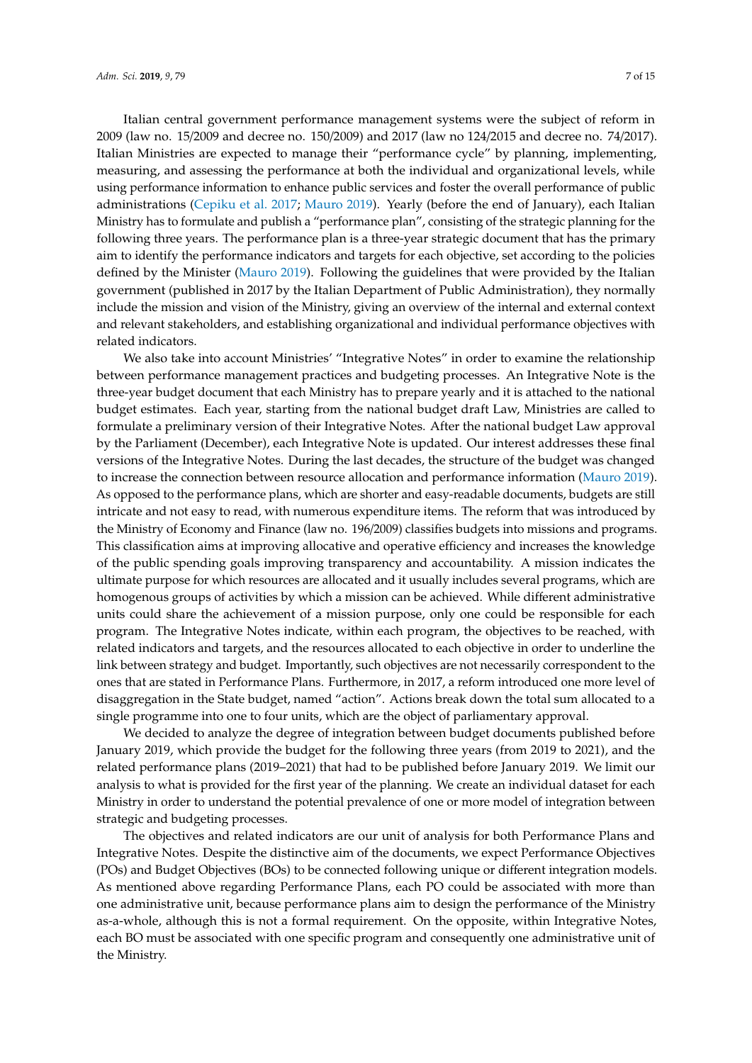Italian central government performance management systems were the subject of reform in 2009 (law no. 15/2009 and decree no. 150/2009) and 2017 (law no 124/2015 and decree no. 74/2017). Italian Ministries are expected to manage their "performance cycle" by planning, implementing, measuring, and assessing the performance at both the individual and organizational levels, while using performance information to enhance public services and foster the overall performance of public administrations (Cepiku et al. 2017; Mauro 2019). Yearly (before the end of January), each Italian Ministry has to formulate and publish a "performance plan", consisting of the strategic planning for the following three years. The performance plan is a three-year strategic document that has the primary aim to identify the performance indicators and targets for each objective, set according to the policies defined by the Minister (Mauro 2019). Following the guidelines that were provided by the Italian government (published in 2017 by the Italian Department of Public Administration), they normally include the mission and vision of the Ministry, giving an overview of the internal and external context and relevant stakeholders, and establishing organizational and individual performance objectives with related indicators.

We also take into account Ministries' "Integrative Notes" in order to examine the relationship between performance management practices and budgeting processes. An Integrative Note is the three-year budget document that each Ministry has to prepare yearly and it is attached to the national budget estimates. Each year, starting from the national budget draft Law, Ministries are called to formulate a preliminary version of their Integrative Notes. After the national budget Law approval by the Parliament (December), each Integrative Note is updated. Our interest addresses these final versions of the Integrative Notes. During the last decades, the structure of the budget was changed to increase the connection between resource allocation and performance information (Mauro 2019). As opposed to the performance plans, which are shorter and easy-readable documents, budgets are still intricate and not easy to read, with numerous expenditure items. The reform that was introduced by the Ministry of Economy and Finance (law no. 196/2009) classifies budgets into missions and programs. This classification aims at improving allocative and operative efficiency and increases the knowledge of the public spending goals improving transparency and accountability. A mission indicates the ultimate purpose for which resources are allocated and it usually includes several programs, which are homogenous groups of activities by which a mission can be achieved. While different administrative units could share the achievement of a mission purpose, only one could be responsible for each program. The Integrative Notes indicate, within each program, the objectives to be reached, with related indicators and targets, and the resources allocated to each objective in order to underline the link between strategy and budget. Importantly, such objectives are not necessarily correspondent to the ones that are stated in Performance Plans. Furthermore, in 2017, a reform introduced one more level of disaggregation in the State budget, named "action". Actions break down the total sum allocated to a single programme into one to four units, which are the object of parliamentary approval.

We decided to analyze the degree of integration between budget documents published before January 2019, which provide the budget for the following three years (from 2019 to 2021), and the related performance plans (2019–2021) that had to be published before January 2019. We limit our analysis to what is provided for the first year of the planning. We create an individual dataset for each Ministry in order to understand the potential prevalence of one or more model of integration between strategic and budgeting processes.

The objectives and related indicators are our unit of analysis for both Performance Plans and Integrative Notes. Despite the distinctive aim of the documents, we expect Performance Objectives (POs) and Budget Objectives (BOs) to be connected following unique or different integration models. As mentioned above regarding Performance Plans, each PO could be associated with more than one administrative unit, because performance plans aim to design the performance of the Ministry as-a-whole, although this is not a formal requirement. On the opposite, within Integrative Notes, each BO must be associated with one specific program and consequently one administrative unit of the Ministry.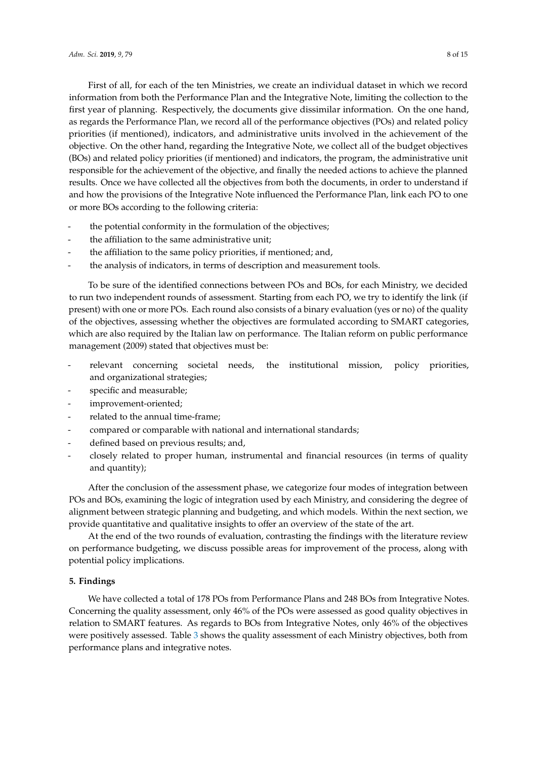First of all, for each of the ten Ministries, we create an individual dataset in which we record information from both the Performance Plan and the Integrative Note, limiting the collection to the first year of planning. Respectively, the documents give dissimilar information. On the one hand, as regards the Performance Plan, we record all of the performance objectives (POs) and related policy priorities (if mentioned), indicators, and administrative units involved in the achievement of the objective. On the other hand, regarding the Integrative Note, we collect all of the budget objectives (BOs) and related policy priorities (if mentioned) and indicators, the program, the administrative unit responsible for the achievement of the objective, and finally the needed actions to achieve the planned results. Once we have collected all the objectives from both the documents, in order to understand if and how the provisions of the Integrative Note influenced the Performance Plan, link each PO to one or more BOs according to the following criteria:

- the potential conformity in the formulation of the objectives;
- the affiliation to the same administrative unit;
- the affiliation to the same policy priorities, if mentioned; and,
- the analysis of indicators, in terms of description and measurement tools.

To be sure of the identified connections between POs and BOs, for each Ministry, we decided to run two independent rounds of assessment. Starting from each PO, we try to identify the link (if present) with one or more POs. Each round also consists of a binary evaluation (yes or no) of the quality of the objectives, assessing whether the objectives are formulated according to SMART categories, which are also required by the Italian law on performance. The Italian reform on public performance management (2009) stated that objectives must be:

- relevant concerning societal needs, the institutional mission, policy priorities, and organizational strategies;
- specific and measurable;
- improvement-oriented;
- related to the annual time-frame;
- compared or comparable with national and international standards;
- defined based on previous results; and,
- closely related to proper human, instrumental and financial resources (in terms of quality and quantity);

After the conclusion of the assessment phase, we categorize four modes of integration between POs and BOs, examining the logic of integration used by each Ministry, and considering the degree of alignment between strategic planning and budgeting, and which models. Within the next section, we provide quantitative and qualitative insights to offer an overview of the state of the art.

At the end of the two rounds of evaluation, contrasting the findings with the literature review on performance budgeting, we discuss possible areas for improvement of the process, along with potential policy implications.

## 5. Findings

We have collected a total of 178 POs from Performance Plans and 248 BOs from Integrative Notes. Concerning the quality assessment, only 46% of the POs were assessed as good quality objectives in relation to SMART features. As regards to BOs from Integrative Notes, only 46% of the objectives were positively assessed. Table 3 shows the quality assessment of each Ministry objectives, both from performance plans and integrative notes.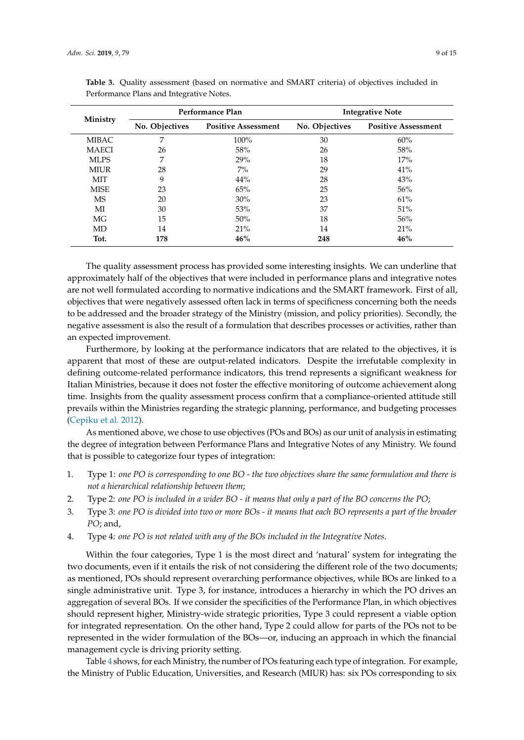**Table 3.** Quality assessment (based on normative and SMART criteria) of objectives included in Performance Plans and Integrative Notes.

| Ministry | Performance Plan | | Integrative Note | |
|---|---|---|---|---|
| | No. Objectives | Positive Assessment | No. Objectives | Positive Assessment |
| MIBAC | 7 | 100% | 30 | 60% |
| MAECI | 26 | 58% | 26 | 58% |
| MLPS | 7 | 29% | 18 | 17% |
| MIUR | 28 | 7% | 29 | 41% |
| MIT | 9 | 44% | 28 | 43% |
| MISE | 23 | 65% | 25 | 56% |
| MS | 20 | 30% | 23 | 61% |
| MI | 30 | 53% | 37 | 51% |
| MG | 15 | 50% | 18 | 56% |
| MD | 14 | 21% | 14 | 21% |
| **Tot.** | **178** | **46%** | **248** | **46%** |

The quality assessment process has provided some interesting insights. We can underline that approximately half of the objectives that were included in performance plans and integrative notes are not well formulated according to normative indications and the SMART framework. First of all, objectives that were negatively assessed often lack in terms of specificness concerning both the needs to be addressed and the broader strategy of the Ministry (mission, and policy priorities). Secondly, the negative assessment is also the result of a formulation that describes processes or activities, rather than an expected improvement.

Furthermore, by looking at the performance indicators that are related to the objectives, it is apparent that most of these are output-related indicators. Despite the irrefutable complexity in defining outcome-related performance indicators, this trend represents a significant weakness for Italian Ministries, because it does not foster the effective monitoring of outcome achievement along time. Insights from the quality assessment process confirm that a compliance-oriented attitude still prevails within the Ministries regarding the strategic planning, performance, and budgeting processes (Cepiku et al. 2012).

As mentioned above, we chose to use objectives (POs and BOs) as our unit of analysis in estimating the degree of integration between Performance Plans and Integrative Notes of any Ministry. We found that is possible to categorize four types of integration:

1. Type 1: *one PO is corresponding to one BO - the two objectives share the same formulation and there is not a hierarchical relationship between them*;
2. Type 2: *one PO is included in a wider BO - it means that only a part of the BO concerns the PO*;
3. Type 3: *one PO is divided into two or more BOs - it means that each BO represents a part of the broader PO*; and,
4. Type 4: *one PO is not related with any of the BOs included in the Integrative Notes*.

Within the four categories, Type 1 is the most direct and 'natural' system for integrating the two documents, even if it entails the risk of not considering the different role of the two documents; as mentioned, POs should represent overarching performance objectives, while BOs are linked to a single administrative unit. Type 3, for instance, introduces a hierarchy in which the PO drives an aggregation of several BOs. If we consider the specificities of the Performance Plan, in which objectives should represent higher, Ministry-wide strategic priorities, Type 3 could represent a viable option for integrated representation. On the other hand, Type 2 could allow for parts of the POs not to be represented in the wider formulation of the BOs—or, inducing an approach in which the financial management cycle is driving priority setting.

Table 4 shows, for each Ministry, the number of POs featuring each type of integration. For example, the Ministry of Public Education, Universities, and Research (MIUR) has: six POs corresponding to six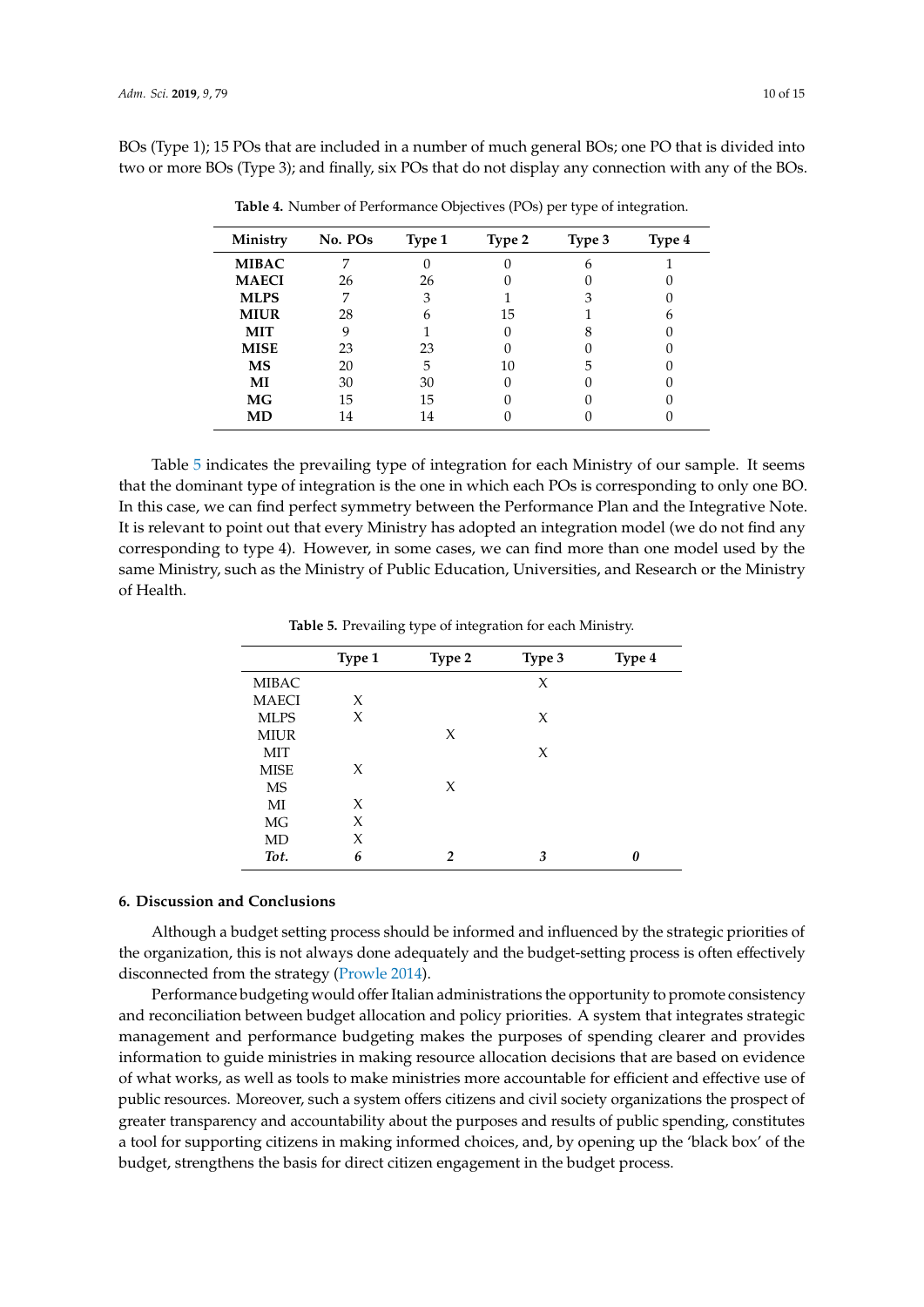BOs (Type 1); 15 POs that are included in a number of much general BOs; one PO that is divided into two or more BOs (Type 3); and finally, six POs that do not display any connection with any of the BOs.

**Table 4.** Number of Performance Objectives (POs) per type of integration.

| Ministry | No. POs | Type 1 | Type 2 | Type 3 | Type 4 |
|---|---|---|---|---|---|
| **MIBAC** | 7 | 0 | 0 | 6 | 1 |
| **MAECI** | 26 | 26 | 0 | 0 | 0 |
| **MLPS** | 7 | 3 | 1 | 3 | 0 |
| **MIUR** | 28 | 6 | 15 | 1 | 6 |
| **MIT** | 9 | 1 | 0 | 8 | 0 |
| **MISE** | 23 | 23 | 0 | 0 | 0 |
| **MS** | 20 | 5 | 10 | 5 | 0 |
| **MI** | 30 | 30 | 0 | 0 | 0 |
| **MG** | 15 | 15 | 0 | 0 | 0 |
| **MD** | 14 | 14 | 0 | 0 | 0 |

Table 5 indicates the prevailing type of integration for each Ministry of our sample. It seems that the dominant type of integration is the one in which each POs is corresponding to only one BO. In this case, we can find perfect symmetry between the Performance Plan and the Integrative Note. It is relevant to point out that every Ministry has adopted an integration model (we do not find any corresponding to type 4). However, in some cases, we can find more than one model used by the same Ministry, such as the Ministry of Public Education, Universities, and Research or the Ministry of Health.

**Table 5.** Prevailing type of integration for each Ministry.

| | Type 1 | Type 2 | Type 3 | Type 4 |
|---|---|---|---|---|
| MIBAC | | | X | |
| MAECI | X | | | |
| MLPS | X | | X | |
| MIUR | | X | | |
| MIT | | | X | |
| MISE | X | | | |
| MS | | X | | |
| MI | X | | | |
| MG | X | | | |
| MD | X | | | |
| ***Tot.*** | ***6*** | ***2*** | ***3*** | ***0*** |

## 6. Discussion and Conclusions

Although a budget setting process should be informed and influenced by the strategic priorities of the organization, this is not always done adequately and the budget-setting process is often effectively disconnected from the strategy (Prowle 2014).

Performance budgeting would offer Italian administrations the opportunity to promote consistency and reconciliation between budget allocation and policy priorities. A system that integrates strategic management and performance budgeting makes the purposes of spending clearer and provides information to guide ministries in making resource allocation decisions that are based on evidence of what works, as well as tools to make ministries more accountable for efficient and effective use of public resources. Moreover, such a system offers citizens and civil society organizations the prospect of greater transparency and accountability about the purposes and results of public spending, constitutes a tool for supporting citizens in making informed choices, and, by opening up the 'black box' of the budget, strengthens the basis for direct citizen engagement in the budget process.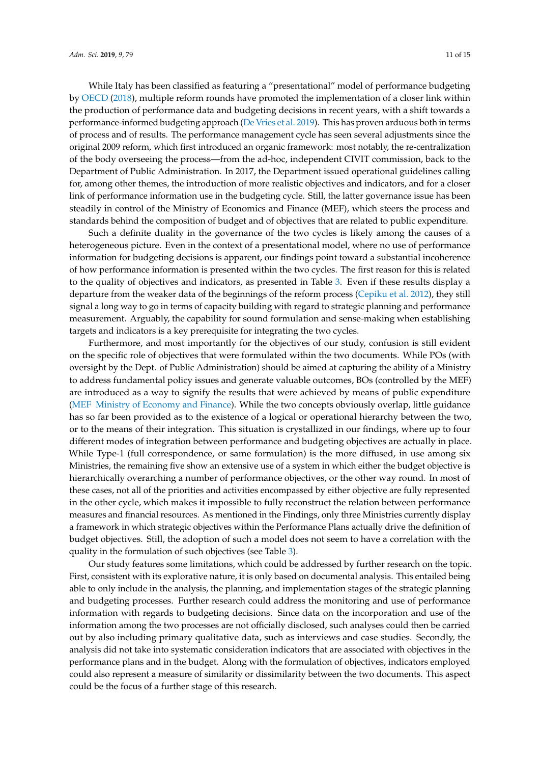While Italy has been classified as featuring a "presentational" model of performance budgeting by OECD (2018), multiple reform rounds have promoted the implementation of a closer link within the production of performance data and budgeting decisions in recent years, with a shift towards a performance-informed budgeting approach (De Vries et al. 2019). This has proven arduous both in terms of process and of results. The performance management cycle has seen several adjustments since the original 2009 reform, which first introduced an organic framework: most notably, the re-centralization of the body overseeing the process—from the ad-hoc, independent CIVIT commission, back to the Department of Public Administration. In 2017, the Department issued operational guidelines calling for, among other themes, the introduction of more realistic objectives and indicators, and for a closer link of performance information use in the budgeting cycle. Still, the latter governance issue has been steadily in control of the Ministry of Economics and Finance (MEF), which steers the process and standards behind the composition of budget and of objectives that are related to public expenditure.

Such a definite duality in the governance of the two cycles is likely among the causes of a heterogeneous picture. Even in the context of a presentational model, where no use of performance information for budgeting decisions is apparent, our findings point toward a substantial incoherence of how performance information is presented within the two cycles. The first reason for this is related to the quality of objectives and indicators, as presented in Table 3. Even if these results display a departure from the weaker data of the beginnings of the reform process (Cepiku et al. 2012), they still signal a long way to go in terms of capacity building with regard to strategic planning and performance measurement. Arguably, the capability for sound formulation and sense-making when establishing targets and indicators is a key prerequisite for integrating the two cycles.

Furthermore, and most importantly for the objectives of our study, confusion is still evident on the specific role of objectives that were formulated within the two documents. While POs (with oversight by the Dept. of Public Administration) should be aimed at capturing the ability of a Ministry to address fundamental policy issues and generate valuable outcomes, BOs (controlled by the MEF) are introduced as a way to signify the results that were achieved by means of public expenditure (MEF Ministry of Economy and Finance). While the two concepts obviously overlap, little guidance has so far been provided as to the existence of a logical or operational hierarchy between the two, or to the means of their integration. This situation is crystallized in our findings, where up to four different modes of integration between performance and budgeting objectives are actually in place. While Type-1 (full correspondence, or same formulation) is the more diffused, in use among six Ministries, the remaining five show an extensive use of a system in which either the budget objective is hierarchically overarching a number of performance objectives, or the other way round. In most of these cases, not all of the priorities and activities encompassed by either objective are fully represented in the other cycle, which makes it impossible to fully reconstruct the relation between performance measures and financial resources. As mentioned in the Findings, only three Ministries currently display a framework in which strategic objectives within the Performance Plans actually drive the definition of budget objectives. Still, the adoption of such a model does not seem to have a correlation with the quality in the formulation of such objectives (see Table 3).

Our study features some limitations, which could be addressed by further research on the topic. First, consistent with its explorative nature, it is only based on documental analysis. This entailed being able to only include in the analysis, the planning, and implementation stages of the strategic planning and budgeting processes. Further research could address the monitoring and use of performance information with regards to budgeting decisions. Since data on the incorporation and use of the information among the two processes are not officially disclosed, such analyses could then be carried out by also including primary qualitative data, such as interviews and case studies. Secondly, the analysis did not take into systematic consideration indicators that are associated with objectives in the performance plans and in the budget. Along with the formulation of objectives, indicators employed could also represent a measure of similarity or dissimilarity between the two documents. This aspect could be the focus of a further stage of this research.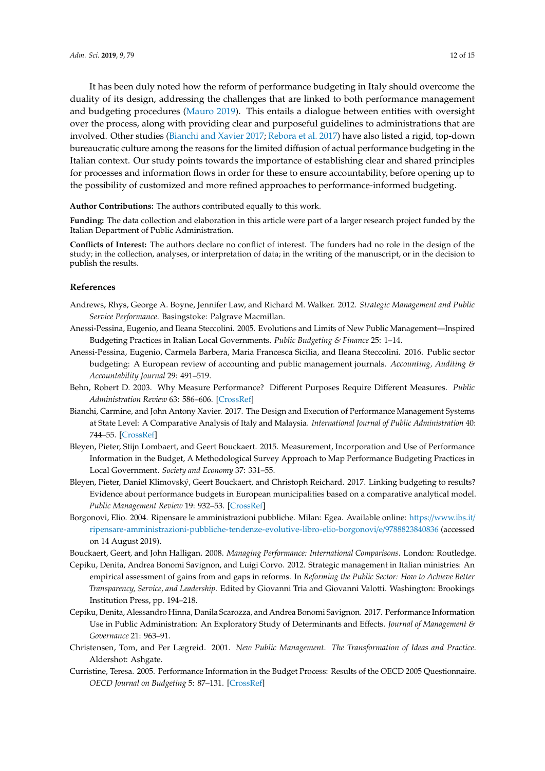It has been duly noted how the reform of performance budgeting in Italy should overcome the duality of its design, addressing the challenges that are linked to both performance management and budgeting procedures (Mauro 2019). This entails a dialogue between entities with oversight over the process, along with providing clear and purposeful guidelines to administrations that are involved. Other studies (Bianchi and Xavier 2017; Rebora et al. 2017) have also listed a rigid, top-down bureaucratic culture among the reasons for the limited diffusion of actual performance budgeting in the Italian context. Our study points towards the importance of establishing clear and shared principles for processes and information flows in order for these to ensure accountability, before opening up to the possibility of customized and more refined approaches to performance-informed budgeting.

**Author Contributions:** The authors contributed equally to this work.

**Funding:** The data collection and elaboration in this article were part of a larger research project funded by the Italian Department of Public Administration.

**Conflicts of Interest:** The authors declare no conflict of interest. The funders had no role in the design of the study; in the collection, analyses, or interpretation of data; in the writing of the manuscript, or in the decision to publish the results.

## References

Andrews, Rhys, George A. Boyne, Jennifer Law, and Richard M. Walker. 2012. *Strategic Management and Public Service Performance*. Basingstoke: Palgrave Macmillan.

Anessi-Pessina, Eugenio, and Ileana Steccolini. 2005. Evolutions and Limits of New Public Management—Inspired Budgeting Practices in Italian Local Governments. *Public Budgeting & Finance* 25: 1–14.

Anessi-Pessina, Eugenio, Carmela Barbera, Maria Francesca Sicilia, and Ileana Steccolini. 2016. Public sector budgeting: A European review of accounting and public management journals. *Accounting, Auditing & Accountability Journal* 29: 491–519.

Behn, Robert D. 2003. Why Measure Performance? Different Purposes Require Different Measures. *Public Administration Review* 63: 586–606. [CrossRef]

Bianchi, Carmine, and John Antony Xavier. 2017. The Design and Execution of Performance Management Systems at State Level: A Comparative Analysis of Italy and Malaysia. *International Journal of Public Administration* 40: 744–55. [CrossRef]

Bleyen, Pieter, Stijn Lombaert, and Geert Bouckaert. 2015. Measurement, Incorporation and Use of Performance Information in the Budget, A Methodological Survey Approach to Map Performance Budgeting Practices in Local Government. *Society and Economy* 37: 331–55.

Bleyen, Pieter, Daniel Klimovský, Geert Bouckaert, and Christoph Reichard. 2017. Linking budgeting to results? Evidence about performance budgets in European municipalities based on a comparative analytical model. *Public Management Review* 19: 932–53. [CrossRef]

Borgonovi, Elio. 2004. Ripensare le amministrazioni pubbliche. Milan: Egea. Available online: https://www.ibs.it/ripensare-amministrazioni-pubbliche-tendenze-evolutive-libro-elio-borgonovi/e/9788823840836 (accessed on 14 August 2019).

Bouckaert, Geert, and John Halligan. 2008. *Managing Performance: International Comparisons*. London: Routledge.

Cepiku, Denita, Andrea Bonomi Savignon, and Luigi Corvo. 2012. Strategic management in Italian ministries: An empirical assessment of gains from and gaps in reforms. In *Reforming the Public Sector: How to Achieve Better Transparency, Service, and Leadership*. Edited by Giovanni Tria and Giovanni Valotti. Washington: Brookings Institution Press, pp. 194–218.

Cepiku, Denita, Alessandro Hinna, Danila Scarozza, and Andrea Bonomi Savignon. 2017. Performance Information Use in Public Administration: An Exploratory Study of Determinants and Effects. *Journal of Management & Governance* 21: 963–91.

Christensen, Tom, and Per Lægreid. 2001. *New Public Management. The Transformation of Ideas and Practice*. Aldershot: Ashgate.

Curristine, Teresa. 2005. Performance Information in the Budget Process: Results of the OECD 2005 Questionnaire. *OECD Journal on Budgeting* 5: 87–131. [CrossRef]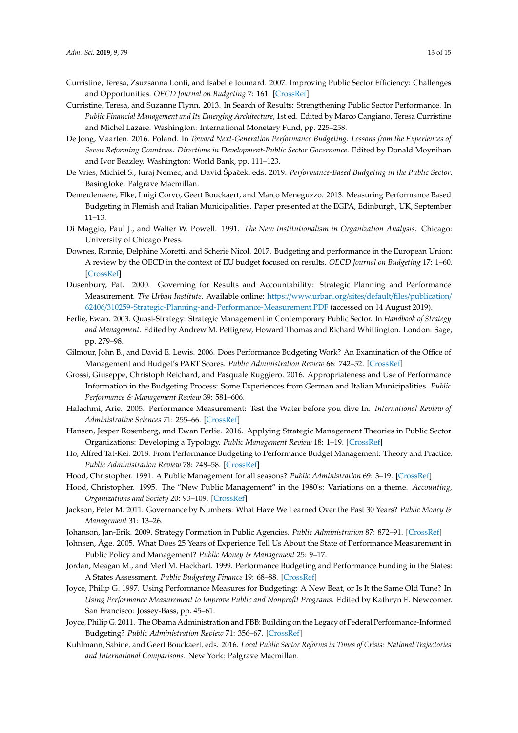Curristine, Teresa, Zsuzsanna Lonti, and Isabelle Joumard. 2007. Improving Public Sector Efficiency: Challenges and Opportunities. *OECD Journal on Budgeting* 7: 161. [CrossRef]

Curristine, Teresa, and Suzanne Flynn. 2013. In Search of Results: Strengthening Public Sector Performance. In *Public Financial Management and Its Emerging Architecture*, 1st ed. Edited by Marco Cangiano, Teresa Curristine and Michel Lazare. Washington: International Monetary Fund, pp. 225–258.

De Jong, Maarten. 2016. Poland. In *Toward Next-Generation Performance Budgeting: Lessons from the Experiences of Seven Reforming Countries. Directions in Development-Public Sector Governance*. Edited by Donald Moynihan and Ivor Beazley. Washington: World Bank, pp. 111–123.

De Vries, Michiel S., Juraj Nemec, and David Špaček, eds. 2019. *Performance-Based Budgeting in the Public Sector*. Basingtoke: Palgrave Macmillan.

Demeulenaere, Elke, Luigi Corvo, Geert Bouckaert, and Marco Meneguzzo. 2013. Measuring Performance Based Budgeting in Flemish and Italian Municipalities. Paper presented at the EGPA, Edinburgh, UK, September 11–13.

Di Maggio, Paul J., and Walter W. Powell. 1991. *The New Institutionalism in Organization Analysis*. Chicago: University of Chicago Press.

Downes, Ronnie, Delphine Moretti, and Scherie Nicol. 2017. Budgeting and performance in the European Union: A review by the OECD in the context of EU budget focused on results. *OECD Journal on Budgeting* 17: 1–60. [CrossRef]

Dusenbury, Pat. 2000. Governing for Results and Accountability: Strategic Planning and Performance Measurement. *The Urban Institute*. Available online: https://www.urban.org/sites/default/files/publication/62406/310259-Strategic-Planning-and-Performance-Measurement.PDF (accessed on 14 August 2019).

Ferlie, Ewan. 2003. Quasi-Strategy: Strategic Management in Contemporary Public Sector. In *Handbook of Strategy and Management*. Edited by Andrew M. Pettigrew, Howard Thomas and Richard Whittington. London: Sage, pp. 279–98.

Gilmour, John B., and David E. Lewis. 2006. Does Performance Budgeting Work? An Examination of the Office of Management and Budget's PART Scores. *Public Administration Review* 66: 742–52. [CrossRef]

Grossi, Giuseppe, Christoph Reichard, and Pasquale Ruggiero. 2016. Appropriateness and Use of Performance Information in the Budgeting Process: Some Experiences from German and Italian Municipalities. *Public Performance & Management Review* 39: 581–606.

Halachmi, Arie. 2005. Performance Measurement: Test the Water before you dive In. *International Review of Administrative Sciences* 71: 255–66. [CrossRef]

Hansen, Jesper Rosenberg, and Ewan Ferlie. 2016. Applying Strategic Management Theories in Public Sector Organizations: Developing a Typology. *Public Management Review* 18: 1–19. [CrossRef]

Ho, Alfred Tat-Kei. 2018. From Performance Budgeting to Performance Budget Management: Theory and Practice. *Public Administration Review* 78: 748–58. [CrossRef]

Hood, Christopher. 1991. A Public Management for all seasons? *Public Administration* 69: 3–19. [CrossRef]

Hood, Christopher. 1995. The "New Public Management" in the 1980's: Variations on a theme. *Accounting, Organizations and Society* 20: 93–109. [CrossRef]

Jackson, Peter M. 2011. Governance by Numbers: What Have We Learned Over the Past 30 Years? *Public Money & Management* 31: 13–26.

Johanson, Jan-Erik. 2009. Strategy Formation in Public Agencies. *Public Administration* 87: 872–91. [CrossRef]

Johnsen, Åge. 2005. What Does 25 Years of Experience Tell Us About the State of Performance Measurement in Public Policy and Management? *Public Money & Management* 25: 9–17.

Jordan, Meagan M., and Merl M. Hackbart. 1999. Performance Budgeting and Performance Funding in the States: A States Assessment. *Public Budgeting Finance* 19: 68–88. [CrossRef]

Joyce, Philip G. 1997. Using Performance Measures for Budgeting: A New Beat, or Is It the Same Old Tune? In *Using Performance Measurement to Improve Public and Nonprofit Programs*. Edited by Kathryn E. Newcomer. San Francisco: Jossey-Bass, pp. 45–61.

Joyce, Philip G. 2011. The Obama Administration and PBB: Building on the Legacy of Federal Performance-Informed Budgeting? *Public Administration Review* 71: 356–67. [CrossRef]

Kuhlmann, Sabine, and Geert Bouckaert, eds. 2016. *Local Public Sector Reforms in Times of Crisis: National Trajectories and International Comparisons*. New York: Palgrave Macmillan.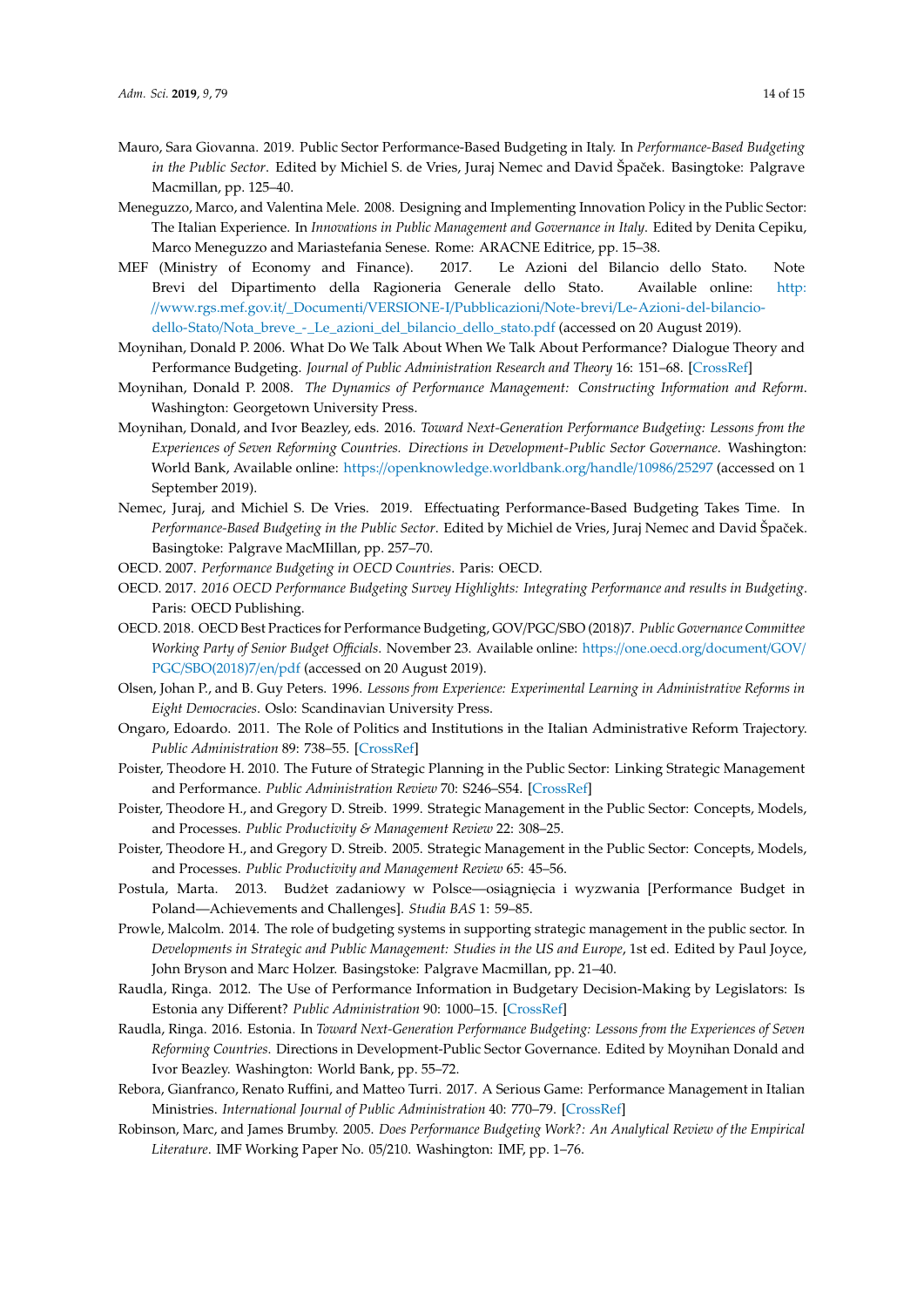Mauro, Sara Giovanna. 2019. Public Sector Performance-Based Budgeting in Italy. In *Performance-Based Budgeting in the Public Sector*. Edited by Michiel S. de Vries, Juraj Nemec and David Špaček. Basingtoke: Palgrave Macmillan, pp. 125–40.

Meneguzzo, Marco, and Valentina Mele. 2008. Designing and Implementing Innovation Policy in the Public Sector: The Italian Experience. In *Innovations in Public Management and Governance in Italy*. Edited by Denita Cepiku, Marco Meneguzzo and Mariastefania Senese. Rome: ARACNE Editrice, pp. 15–38.

MEF (Ministry of Economy and Finance). 2017. Le Azioni del Bilancio dello Stato. Note Brevi del Dipartimento della Ragioneria Generale dello Stato. Available online: http://www.rgs.mef.gov.it/_Documenti/VERSIONE-I/Pubblicazioni/Note-brevi/Le-Azioni-del-bilancio-dello-Stato/Nota_breve_-_Le_azioni_del_bilancio_dello_stato.pdf (accessed on 20 August 2019).

Moynihan, Donald P. 2006. What Do We Talk About When We Talk About Performance? Dialogue Theory and Performance Budgeting. *Journal of Public Administration Research and Theory* 16: 151–68. [CrossRef]

Moynihan, Donald P. 2008. *The Dynamics of Performance Management: Constructing Information and Reform*. Washington: Georgetown University Press.

Moynihan, Donald, and Ivor Beazley, eds. 2016. *Toward Next-Generation Performance Budgeting: Lessons from the Experiences of Seven Reforming Countries. Directions in Development-Public Sector Governance*. Washington: World Bank, Available online: https://openknowledge.worldbank.org/handle/10986/25297 (accessed on 1 September 2019).

Nemec, Juraj, and Michiel S. De Vries. 2019. Effectuating Performance-Based Budgeting Takes Time. In *Performance-Based Budgeting in the Public Sector*. Edited by Michiel de Vries, Juraj Nemec and David Špaček. Basingtoke: Palgrave MacMIllan, pp. 257–70.

OECD. 2007. *Performance Budgeting in OECD Countries*. Paris: OECD.

OECD. 2017. *2016 OECD Performance Budgeting Survey Highlights: Integrating Performance and results in Budgeting*. Paris: OECD Publishing.

OECD. 2018. OECD Best Practices for Performance Budgeting, GOV/PGC/SBO (2018)7. *Public Governance Committee Working Party of Senior Budget Officials*. November 23. Available online: https://one.oecd.org/document/GOV/PGC/SBO(2018)7/en/pdf (accessed on 20 August 2019).

Olsen, Johan P., and B. Guy Peters. 1996. *Lessons from Experience: Experimental Learning in Administrative Reforms in Eight Democracies*. Oslo: Scandinavian University Press.

Ongaro, Edoardo. 2011. The Role of Politics and Institutions in the Italian Administrative Reform Trajectory. *Public Administration* 89: 738–55. [CrossRef]

Poister, Theodore H. 2010. The Future of Strategic Planning in the Public Sector: Linking Strategic Management and Performance. *Public Administration Review* 70: S246–S54. [CrossRef]

Poister, Theodore H., and Gregory D. Streib. 1999. Strategic Management in the Public Sector: Concepts, Models, and Processes. *Public Productivity & Management Review* 22: 308–25.

Poister, Theodore H., and Gregory D. Streib. 2005. Strategic Management in the Public Sector: Concepts, Models, and Processes. *Public Productivity and Management Review* 65: 45–56.

Postula, Marta. 2013. Budżet zadaniowy w Polsce—osiągnięcia i wyzwania [Performance Budget in Poland—Achievements and Challenges]. *Studia BAS* 1: 59–85.

Prowle, Malcolm. 2014. The role of budgeting systems in supporting strategic management in the public sector. In *Developments in Strategic and Public Management: Studies in the US and Europe*, 1st ed. Edited by Paul Joyce, John Bryson and Marc Holzer. Basingstoke: Palgrave Macmillan, pp. 21–40.

Raudla, Ringa. 2012. The Use of Performance Information in Budgetary Decision-Making by Legislators: Is Estonia any Different? *Public Administration* 90: 1000–15. [CrossRef]

Raudla, Ringa. 2016. Estonia. In *Toward Next-Generation Performance Budgeting: Lessons from the Experiences of Seven Reforming Countries*. Directions in Development-Public Sector Governance. Edited by Moynihan Donald and Ivor Beazley. Washington: World Bank, pp. 55–72.

Rebora, Gianfranco, Renato Ruffini, and Matteo Turri. 2017. A Serious Game: Performance Management in Italian Ministries. *International Journal of Public Administration* 40: 770–79. [CrossRef]

Robinson, Marc, and James Brumby. 2005. *Does Performance Budgeting Work?: An Analytical Review of the Empirical Literature*. IMF Working Paper No. 05/210. Washington: IMF, pp. 1–76.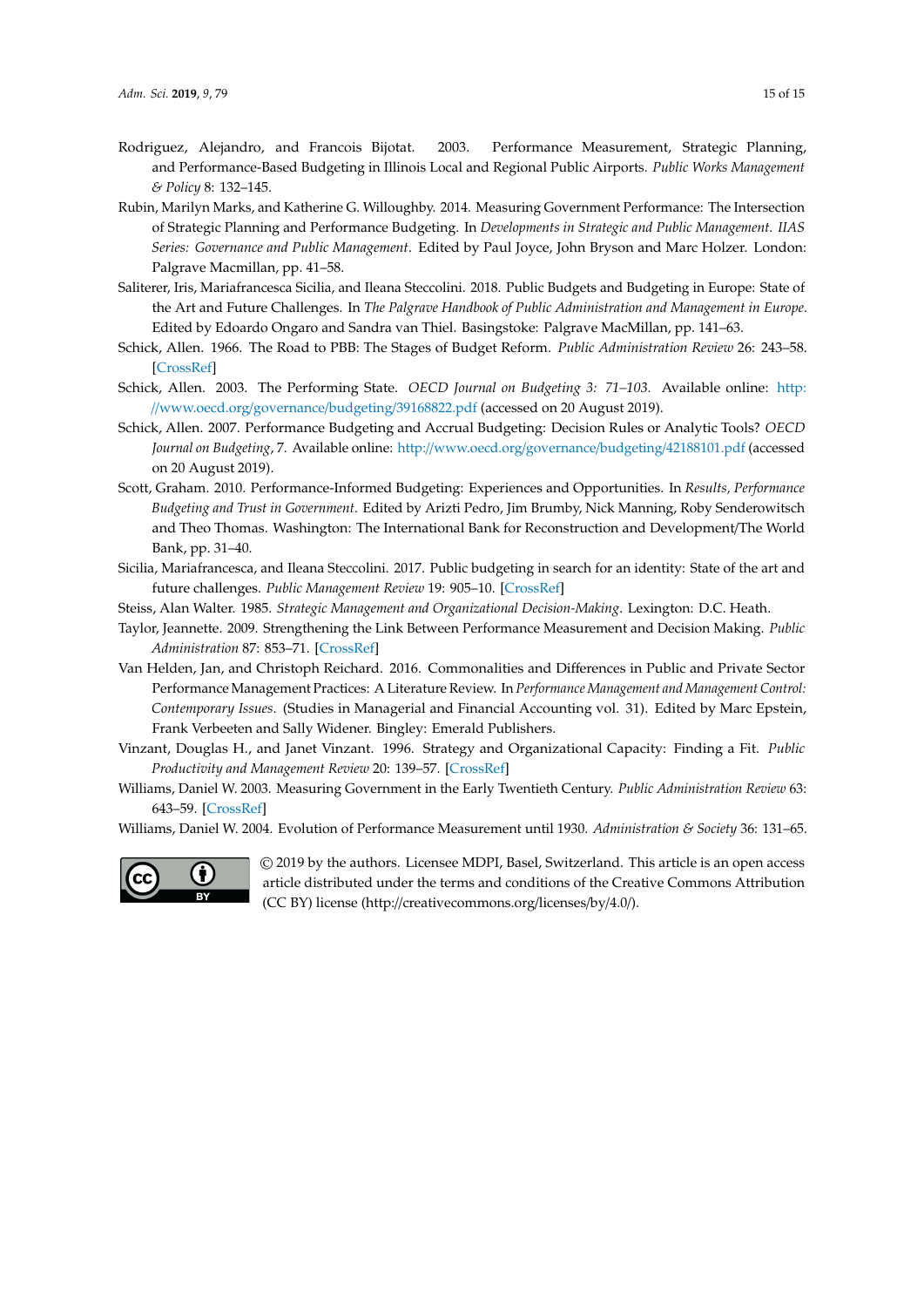Rodriguez, Alejandro, and Francois Bijotat. 2003. Performance Measurement, Strategic Planning, and Performance-Based Budgeting in Illinois Local and Regional Public Airports. *Public Works Management & Policy* 8: 132–145.

Rubin, Marilyn Marks, and Katherine G. Willoughby. 2014. Measuring Government Performance: The Intersection of Strategic Planning and Performance Budgeting. In *Developments in Strategic and Public Management. IIAS Series: Governance and Public Management*. Edited by Paul Joyce, John Bryson and Marc Holzer. London: Palgrave Macmillan, pp. 41–58.

Saliterer, Iris, Mariafrancesca Sicilia, and Ileana Steccolini. 2018. Public Budgets and Budgeting in Europe: State of the Art and Future Challenges. In *The Palgrave Handbook of Public Administration and Management in Europe*. Edited by Edoardo Ongaro and Sandra van Thiel. Basingstoke: Palgrave MacMillan, pp. 141–63.

Schick, Allen. 1966. The Road to PBB: The Stages of Budget Reform. *Public Administration Review* 26: 243–58. [CrossRef]

Schick, Allen. 2003. The Performing State. *OECD Journal on Budgeting 3: 71–103.* Available online: http://www.oecd.org/governance/budgeting/39168822.pdf (accessed on 20 August 2019).

Schick, Allen. 2007. Performance Budgeting and Accrual Budgeting: Decision Rules or Analytic Tools? *OECD Journal on Budgeting*, 7. Available online: http://www.oecd.org/governance/budgeting/42188101.pdf (accessed on 20 August 2019).

Scott, Graham. 2010. Performance-Informed Budgeting: Experiences and Opportunities. In *Results, Performance Budgeting and Trust in Government*. Edited by Arizti Pedro, Jim Brumby, Nick Manning, Roby Senderowitsch and Theo Thomas. Washington: The International Bank for Reconstruction and Development/The World Bank, pp. 31–40.

Sicilia, Mariafrancesca, and Ileana Steccolini. 2017. Public budgeting in search for an identity: State of the art and future challenges. *Public Management Review* 19: 905–10. [CrossRef]

Steiss, Alan Walter. 1985. *Strategic Management and Organizational Decision-Making*. Lexington: D.C. Heath.

Taylor, Jeannette. 2009. Strengthening the Link Between Performance Measurement and Decision Making. *Public Administration* 87: 853–71. [CrossRef]

Van Helden, Jan, and Christoph Reichard. 2016. Commonalities and Differences in Public and Private Sector Performance Management Practices: A Literature Review. In *Performance Management and Management Control: Contemporary Issues*. (Studies in Managerial and Financial Accounting vol. 31). Edited by Marc Epstein, Frank Verbeeten and Sally Widener. Bingley: Emerald Publishers.

Vinzant, Douglas H., and Janet Vinzant. 1996. Strategy and Organizational Capacity: Finding a Fit. *Public Productivity and Management Review* 20: 139–57. [CrossRef]

Williams, Daniel W. 2003. Measuring Government in the Early Twentieth Century. *Public Administration Review* 63: 643–59. [CrossRef]

Williams, Daniel W. 2004. Evolution of Performance Measurement until 1930. *Administration & Society* 36: 131–65.

© 2019 by the authors. Licensee MDPI, Basel, Switzerland. This article is an open access article distributed under the terms and conditions of the Creative Commons Attribution (CC BY) license (http://creativecommons.org/licenses/by/4.0/).